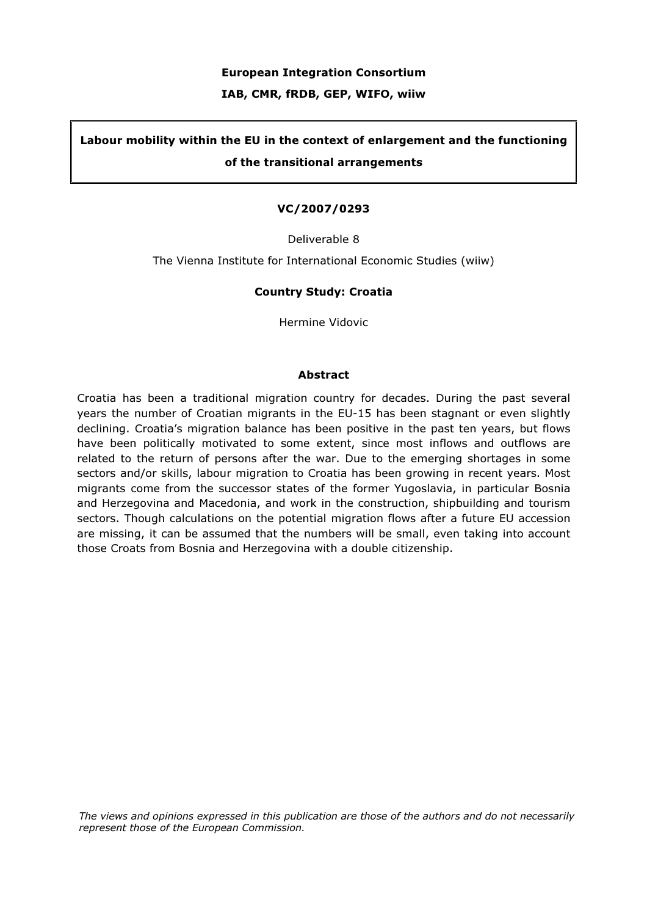**European Integration Consortium**

**IAB, CMR, fRDB, GEP, WIFO, wiiw**

# Labour mobility within the EU in the context of enlargement and the functioning of the transitional arrangements

**VC/2007/0293**

Deliverable 8

The Vienna Institute for International Economic Studies (wiiw)

**Country Study: Croatia**

Hermine Vidovic

## Abstract

Croatia has been a traditional migration country for decades. During the past several years the number of Croatian migrants in the EU-15 has been stagnant or even slightly declining. Croatia's migration balance has been positive in the past ten years, but flows have been politically motivated to some extent, since most inflows and outflows are related to the return of persons after the war. Due to the emerging shortages in some sectors and/or skills, labour migration to Croatia has been growing in recent years. Most migrants come from the successor states of the former Yugoslavia, in particular Bosnia and Herzegovina and Macedonia, and work in the construction, shipbuilding and tourism sectors. Though calculations on the potential migration flows after a future EU accession are missing, it can be assumed that the numbers will be small, even taking into account those Croats from Bosnia and Herzegovina with a double citizenship.

*The views and opinions expressed in this publication are those of the authors and do not necessarily represent those of the European Commission.*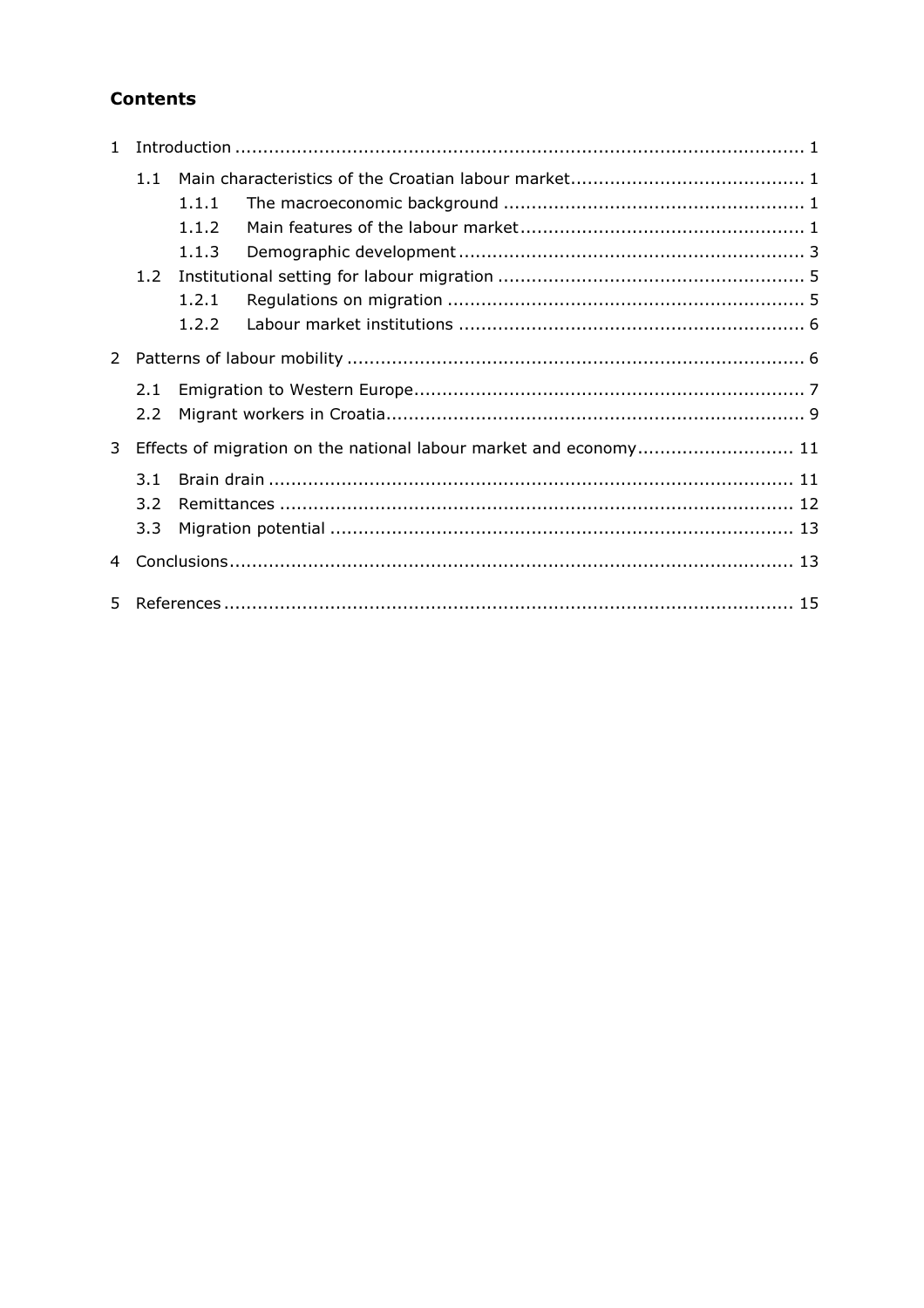## Contents

1 Introduction ..................................................................................................... 1

 1.1 Main characteristics of the Croatian labour market........................................ 1

  1.1.1 The macroeconomic background ..................................................... 1

  1.1.2 Main features of the labour market.................................................. 1

  1.1.3 Demographic development ............................................................. 3

 1.2 Institutional setting for labour migration ...................................................... 5

  1.2.1 Regulations on migration ............................................................... 5

  1.2.2 Labour market institutions ............................................................. 6

2 Patterns of labour mobility ................................................................................. 6

 2.1 Emigration to Western Europe..................................................................... 7

 2.2 Migrant workers in Croatia.......................................................................... 9

3 Effects of migration on the national labour market and economy........................... 11

 3.1 Brain drain ............................................................................................. 11

 3.2 Remittances ........................................................................................... 12

 3.3 Migration potential .................................................................................. 13

4 Conclusions.................................................................................................... 13

5 References..................................................................................................... 15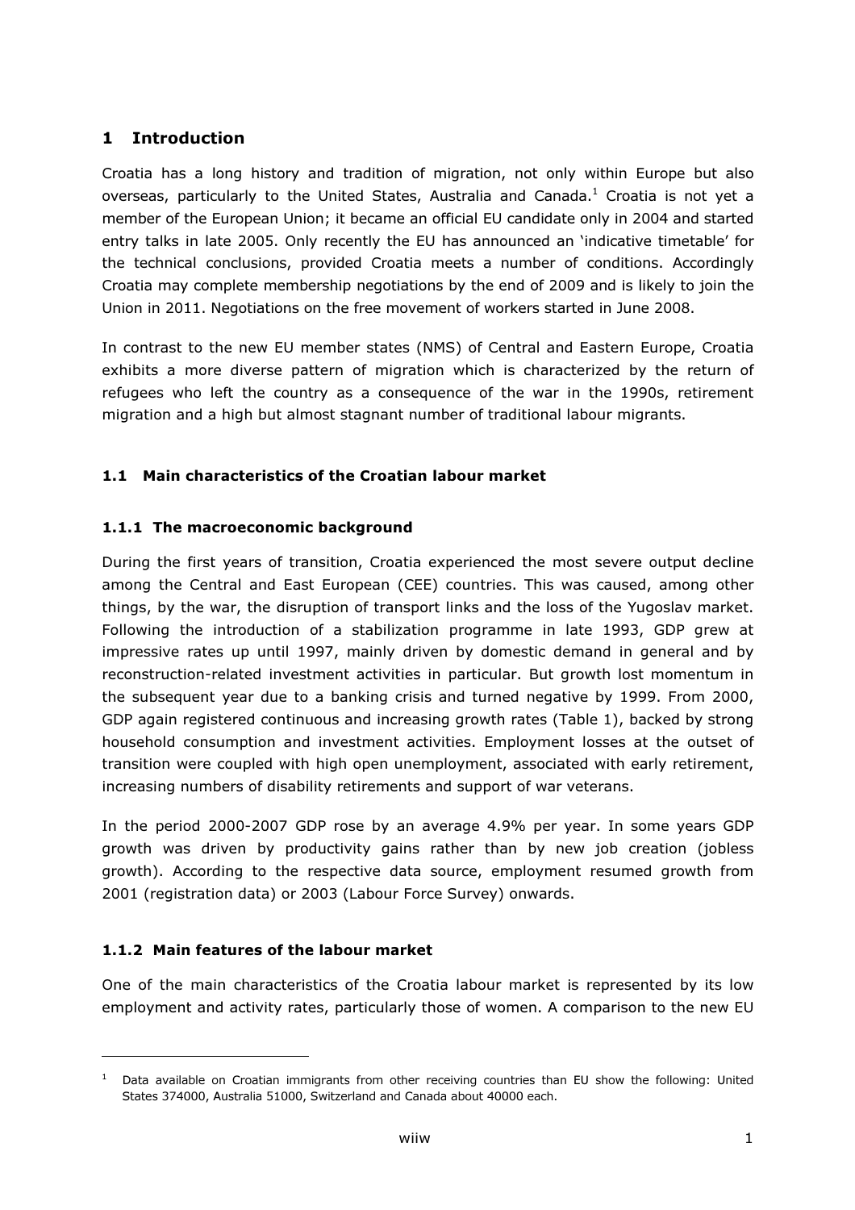# 1 Introduction

Croatia has a long history and tradition of migration, not only within Europe but also overseas, particularly to the United States, Australia and Canada.[1] Croatia is not yet a member of the European Union; it became an official EU candidate only in 2004 and started entry talks in late 2005. Only recently the EU has announced an 'indicative timetable' for the technical conclusions, provided Croatia meets a number of conditions. Accordingly Croatia may complete membership negotiations by the end of 2009 and is likely to join the Union in 2011. Negotiations on the free movement of workers started in June 2008.

In contrast to the new EU member states (NMS) of Central and Eastern Europe, Croatia exhibits a more diverse pattern of migration which is characterized by the return of refugees who left the country as a consequence of the war in the 1990s, retirement migration and a high but almost stagnant number of traditional labour migrants.

## 1.1 Main characteristics of the Croatian labour market

### 1.1.1 The macroeconomic background

During the first years of transition, Croatia experienced the most severe output decline among the Central and East European (CEE) countries. This was caused, among other things, by the war, the disruption of transport links and the loss of the Yugoslav market. Following the introduction of a stabilization programme in late 1993, GDP grew at impressive rates up until 1997, mainly driven by domestic demand in general and by reconstruction-related investment activities in particular. But growth lost momentum in the subsequent year due to a banking crisis and turned negative by 1999. From 2000, GDP again registered continuous and increasing growth rates (Table 1), backed by strong household consumption and investment activities. Employment losses at the outset of transition were coupled with high open unemployment, associated with early retirement, increasing numbers of disability retirements and support of war veterans.

In the period 2000-2007 GDP rose by an average 4.9% per year. In some years GDP growth was driven by productivity gains rather than by new job creation (jobless growth). According to the respective data source, employment resumed growth from 2001 (registration data) or 2003 (Labour Force Survey) onwards.

### 1.1.2 Main features of the labour market

One of the main characteristics of the Croatia labour market is represented by its low employment and activity rates, particularly those of women. A comparison to the new EU

[1] Data available on Croatian immigrants from other receiving countries than EU show the following: United States 374000, Australia 51000, Switzerland and Canada about 40000 each.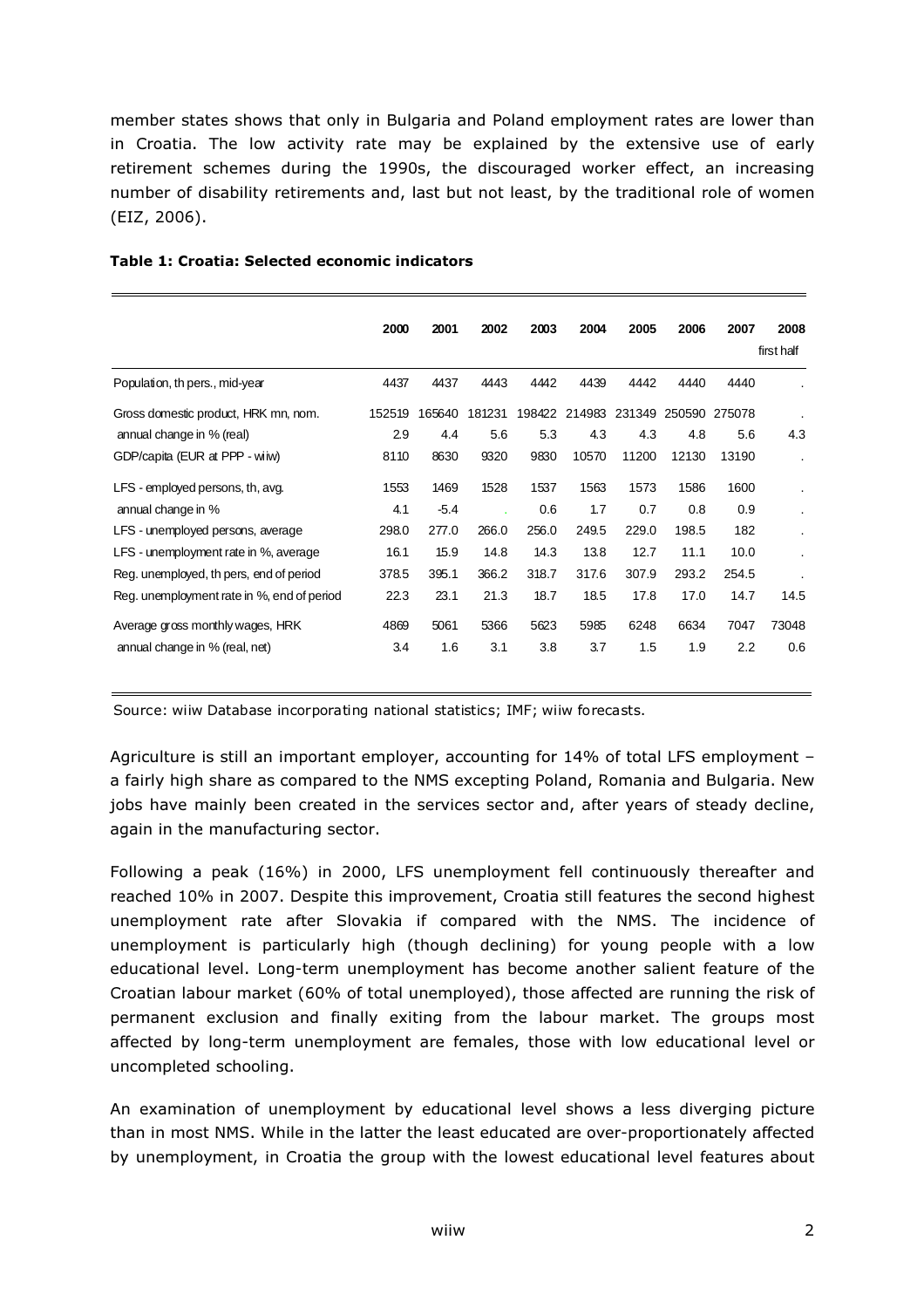member states shows that only in Bulgaria and Poland employment rates are lower than in Croatia. The low activity rate may be explained by the extensive use of early retirement schemes during the 1990s, the discouraged worker effect, an increasing number of disability retirements and, last but not least, by the traditional role of women (EIZ, 2006).

**Table 1: Croatia: Selected economic indicators**

| | 2000 | 2001 | 2002 | 2003 | 2004 | 2005 | 2006 | 2007 | 2008 first half |
|---|---|---|---|---|---|---|---|---|---|
| Population, th pers., mid-year | 4437 | 4437 | 4443 | 4442 | 4439 | 4442 | 4440 | 4440 | . |
| Gross domestic product, HRK mn, nom. | 152519 | 165640 | 181231 | 198422 | 214983 | 231349 | 250590 | 275078 | . |
| annual change in % (real) | 2.9 | 4.4 | 5.6 | 5.3 | 4.3 | 4.3 | 4.8 | 5.6 | 4.3 |
| GDP/capita (EUR at PPP - wiiw) | 8110 | 8630 | 9320 | 9830 | 10570 | 11200 | 12130 | 13190 | . |
| LFS - employed persons, th, avg. | 1553 | 1469 | 1528 | 1537 | 1563 | 1573 | 1586 | 1600 | . |
| annual change in % | 4.1 | -5.4 | . | 0.6 | 1.7 | 0.7 | 0.8 | 0.9 | . |
| LFS - unemployed persons, average | 298.0 | 277.0 | 266.0 | 256.0 | 249.5 | 229.0 | 198.5 | 182 | . |
| LFS - unemployment rate in %, average | 16.1 | 15.9 | 14.8 | 14.3 | 13.8 | 12.7 | 11.1 | 10.0 | . |
| Reg. unemployed, th pers, end of period | 378.5 | 395.1 | 366.2 | 318.7 | 317.6 | 307.9 | 293.2 | 254.5 | . |
| Reg. unemployment rate in %, end of period | 22.3 | 23.1 | 21.3 | 18.7 | 18.5 | 17.8 | 17.0 | 14.7 | 14.5 |
| Average gross monthly wages, HRK | 4869 | 5061 | 5366 | 5623 | 5985 | 6248 | 6634 | 7047 | 73048 |
| annual change in % (real, net) | 3.4 | 1.6 | 3.1 | 3.8 | 3.7 | 1.5 | 1.9 | 2.2 | 0.6 |

Source: wiiw Database incorporating national statistics; IMF; wiiw forecasts.

Agriculture is still an important employer, accounting for 14% of total LFS employment – a fairly high share as compared to the NMS excepting Poland, Romania and Bulgaria. New jobs have mainly been created in the services sector and, after years of steady decline, again in the manufacturing sector.

Following a peak (16%) in 2000, LFS unemployment fell continuously thereafter and reached 10% in 2007. Despite this improvement, Croatia still features the second highest unemployment rate after Slovakia if compared with the NMS. The incidence of unemployment is particularly high (though declining) for young people with a low educational level. Long-term unemployment has become another salient feature of the Croatian labour market (60% of total unemployed), those affected are running the risk of permanent exclusion and finally exiting from the labour market. The groups most affected by long-term unemployment are females, those with low educational level or uncompleted schooling.

An examination of unemployment by educational level shows a less diverging picture than in most NMS. While in the latter the least educated are over-proportionately affected by unemployment, in Croatia the group with the lowest educational level features about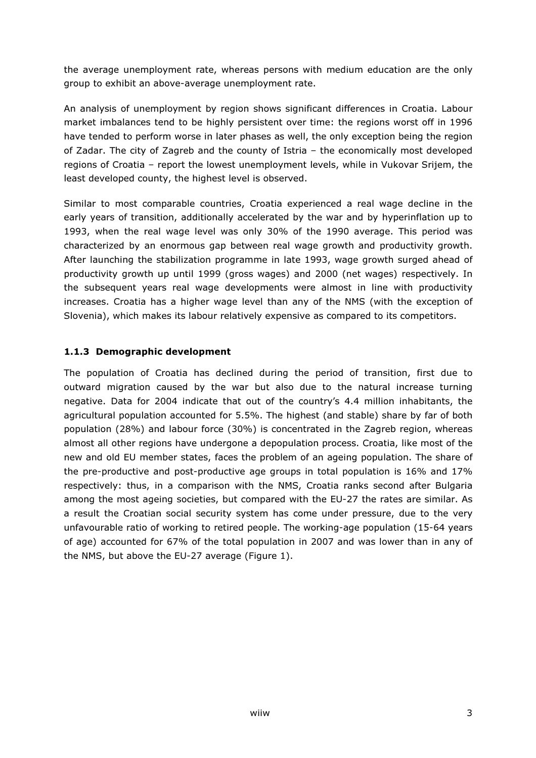the average unemployment rate, whereas persons with medium education are the only group to exhibit an above-average unemployment rate.

An analysis of unemployment by region shows significant differences in Croatia. Labour market imbalances tend to be highly persistent over time: the regions worst off in 1996 have tended to perform worse in later phases as well, the only exception being the region of Zadar. The city of Zagreb and the county of Istria – the economically most developed regions of Croatia – report the lowest unemployment levels, while in Vukovar Srijem, the least developed county, the highest level is observed.

Similar to most comparable countries, Croatia experienced a real wage decline in the early years of transition, additionally accelerated by the war and by hyperinflation up to 1993, when the real wage level was only 30% of the 1990 average. This period was characterized by an enormous gap between real wage growth and productivity growth. After launching the stabilization programme in late 1993, wage growth surged ahead of productivity growth up until 1999 (gross wages) and 2000 (net wages) respectively. In the subsequent years real wage developments were almost in line with productivity increases. Croatia has a higher wage level than any of the NMS (with the exception of Slovenia), which makes its labour relatively expensive as compared to its competitors.

### 1.1.3 Demographic development

The population of Croatia has declined during the period of transition, first due to outward migration caused by the war but also due to the natural increase turning negative. Data for 2004 indicate that out of the country's 4.4 million inhabitants, the agricultural population accounted for 5.5%. The highest (and stable) share by far of both population (28%) and labour force (30%) is concentrated in the Zagreb region, whereas almost all other regions have undergone a depopulation process. Croatia, like most of the new and old EU member states, faces the problem of an ageing population. The share of the pre-productive and post-productive age groups in total population is 16% and 17% respectively: thus, in a comparison with the NMS, Croatia ranks second after Bulgaria among the most ageing societies, but compared with the EU-27 the rates are similar. As a result the Croatian social security system has come under pressure, due to the very unfavourable ratio of working to retired people. The working-age population (15-64 years of age) accounted for 67% of the total population in 2007 and was lower than in any of the NMS, but above the EU-27 average (Figure 1).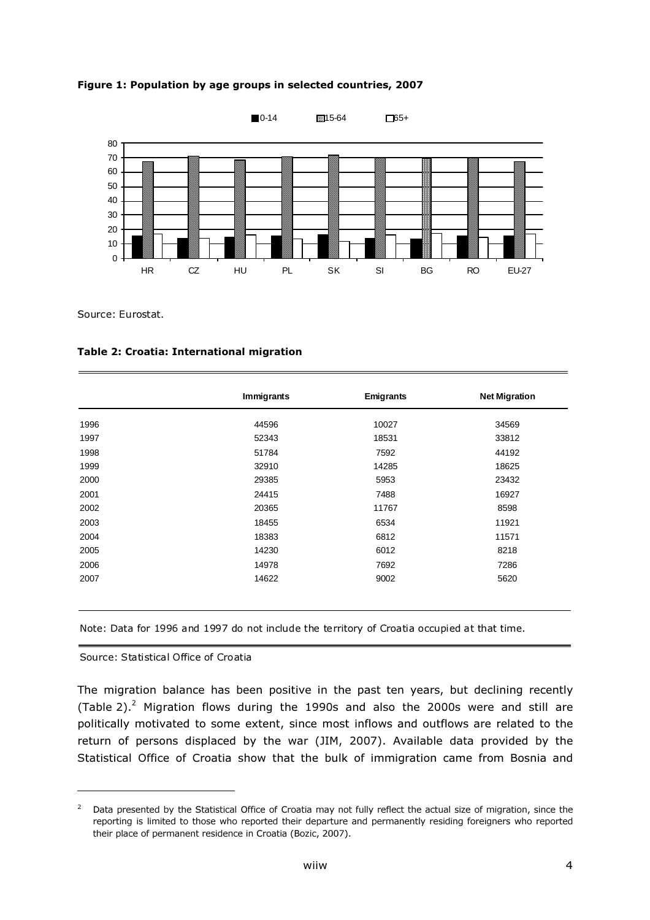**Figure 1: Population by age groups in selected countries, 2007**

Source: Eurostat.

**Table 2: Croatia: International migration**

| | Immigrants | Emigrants | Net Migration |
|---|---|---|---|
| 1996 | 44596 | 10027 | 34569 |
| 1997 | 52343 | 18531 | 33812 |
| 1998 | 51784 | 7592 | 44192 |
| 1999 | 32910 | 14285 | 18625 |
| 2000 | 29385 | 5953 | 23432 |
| 2001 | 24415 | 7488 | 16927 |
| 2002 | 20365 | 11767 | 8598 |
| 2003 | 18455 | 6534 | 11921 |
| 2004 | 18383 | 6812 | 11571 |
| 2005 | 14230 | 6012 | 8218 |
| 2006 | 14978 | 7692 | 7286 |
| 2007 | 14622 | 9002 | 5620 |

Note: Data for 1996 and 1997 do not include the territory of Croatia occupied at that time.

Source: Statistical Office of Croatia

The migration balance has been positive in the past ten years, but declining recently (Table 2).[2] Migration flows during the 1990s and also the 2000s were and still are politically motivated to some extent, since most inflows and outflows are related to the return of persons displaced by the war (JIM, 2007). Available data provided by the Statistical Office of Croatia show that the bulk of immigration came from Bosnia and

[2] Data presented by the Statistical Office of Croatia may not fully reflect the actual size of migration, since the reporting is limited to those who reported their departure and permanently residing foreigners who reported their place of permanent residence in Croatia (Bozic, 2007).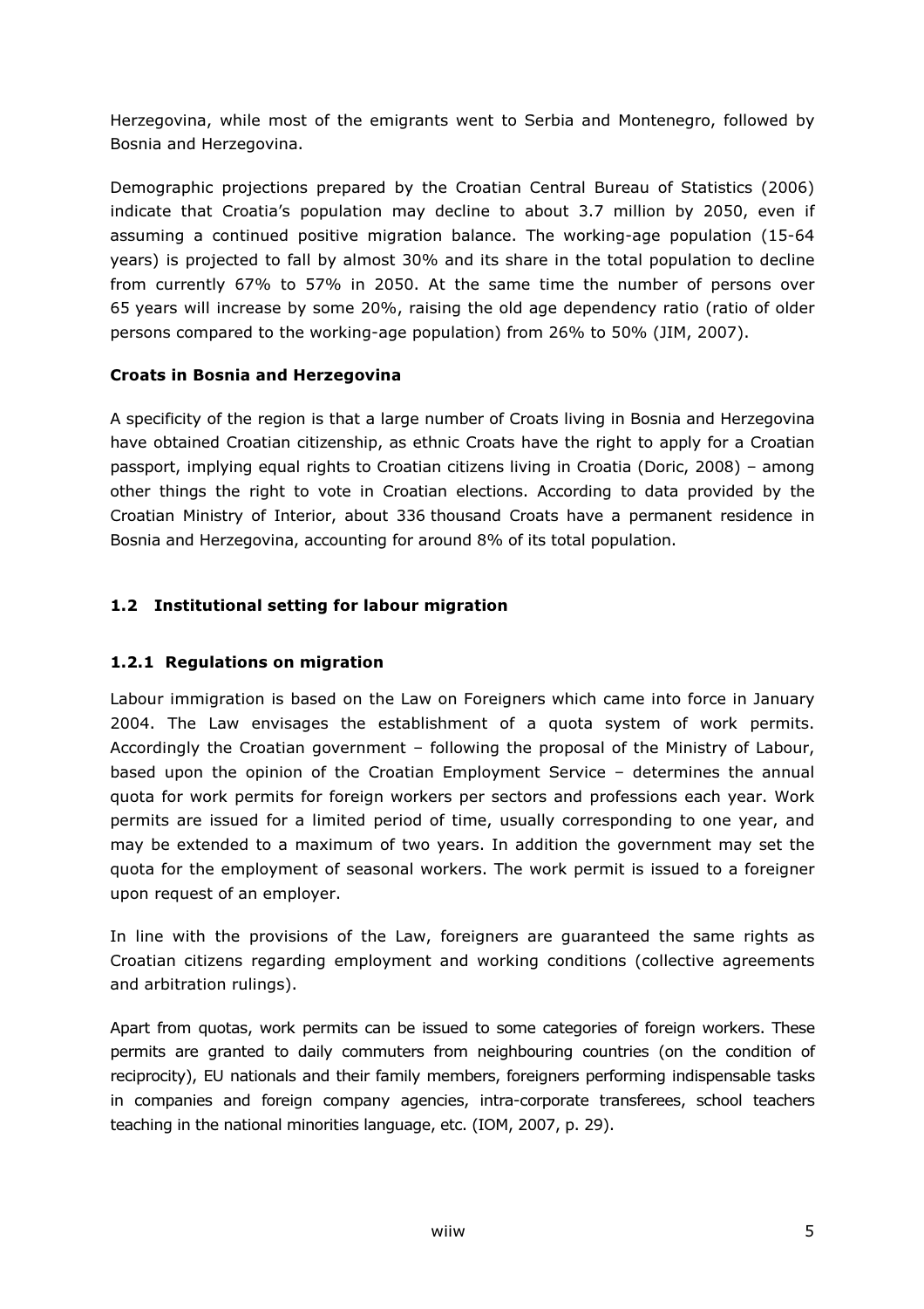Herzegovina, while most of the emigrants went to Serbia and Montenegro, followed by Bosnia and Herzegovina.

Demographic projections prepared by the Croatian Central Bureau of Statistics (2006) indicate that Croatia's population may decline to about 3.7 million by 2050, even if assuming a continued positive migration balance. The working-age population (15-64 years) is projected to fall by almost 30% and its share in the total population to decline from currently 67% to 57% in 2050. At the same time the number of persons over 65 years will increase by some 20%, raising the old age dependency ratio (ratio of older persons compared to the working-age population) from 26% to 50% (JIM, 2007).

**Croats in Bosnia and Herzegovina**

A specificity of the region is that a large number of Croats living in Bosnia and Herzegovina have obtained Croatian citizenship, as ethnic Croats have the right to apply for a Croatian passport, implying equal rights to Croatian citizens living in Croatia (Doric, 2008) – among other things the right to vote in Croatian elections. According to data provided by the Croatian Ministry of Interior, about 336 thousand Croats have a permanent residence in Bosnia and Herzegovina, accounting for around 8% of its total population.

## 1.2 Institutional setting for labour migration

### 1.2.1 Regulations on migration

Labour immigration is based on the Law on Foreigners which came into force in January 2004. The Law envisages the establishment of a quota system of work permits. Accordingly the Croatian government – following the proposal of the Ministry of Labour, based upon the opinion of the Croatian Employment Service – determines the annual quota for work permits for foreign workers per sectors and professions each year. Work permits are issued for a limited period of time, usually corresponding to one year, and may be extended to a maximum of two years. In addition the government may set the quota for the employment of seasonal workers. The work permit is issued to a foreigner upon request of an employer.

In line with the provisions of the Law, foreigners are guaranteed the same rights as Croatian citizens regarding employment and working conditions (collective agreements and arbitration rulings).

Apart from quotas, work permits can be issued to some categories of foreign workers. These permits are granted to daily commuters from neighbouring countries (on the condition of reciprocity), EU nationals and their family members, foreigners performing indispensable tasks in companies and foreign company agencies, intra-corporate transferees, school teachers teaching in the national minorities language, etc. (IOM, 2007, p. 29).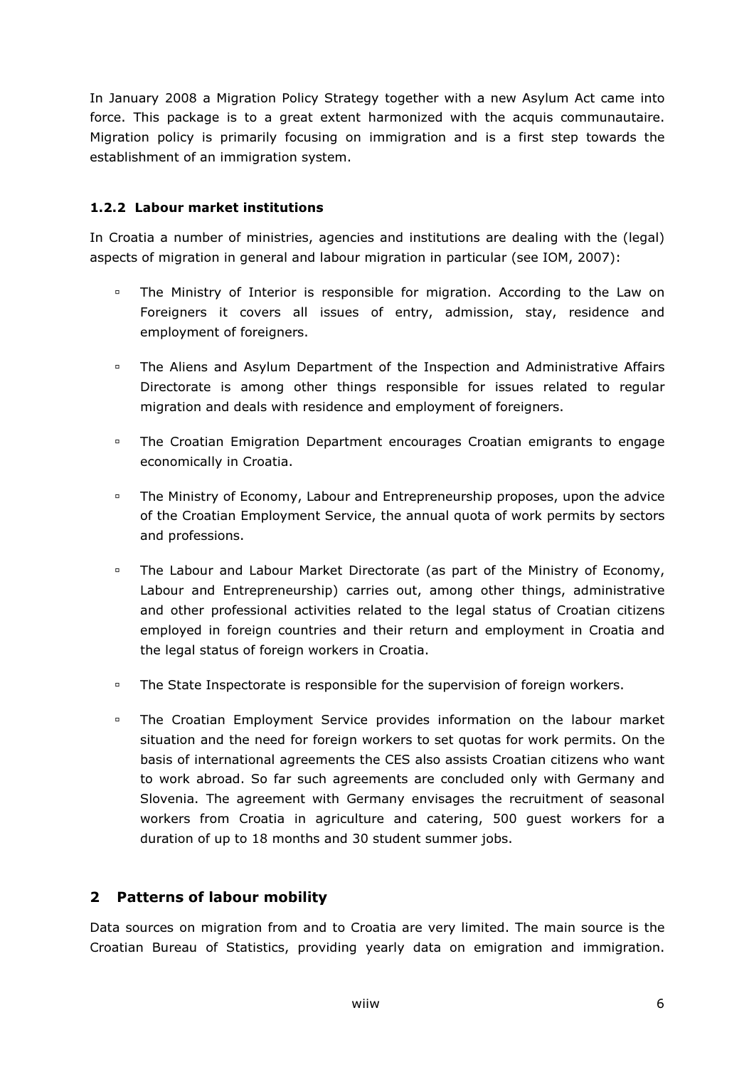In January 2008 a Migration Policy Strategy together with a new Asylum Act came into force. This package is to a great extent harmonized with the acquis communautaire. Migration policy is primarily focusing on immigration and is a first step towards the establishment of an immigration system.

### 1.2.2 Labour market institutions

In Croatia a number of ministries, agencies and institutions are dealing with the (legal) aspects of migration in general and labour migration in particular (see IOM, 2007):

- The Ministry of Interior is responsible for migration. According to the Law on Foreigners it covers all issues of entry, admission, stay, residence and employment of foreigners.
- The Aliens and Asylum Department of the Inspection and Administrative Affairs Directorate is among other things responsible for issues related to regular migration and deals with residence and employment of foreigners.
- The Croatian Emigration Department encourages Croatian emigrants to engage economically in Croatia.
- The Ministry of Economy, Labour and Entrepreneurship proposes, upon the advice of the Croatian Employment Service, the annual quota of work permits by sectors and professions.
- The Labour and Labour Market Directorate (as part of the Ministry of Economy, Labour and Entrepreneurship) carries out, among other things, administrative and other professional activities related to the legal status of Croatian citizens employed in foreign countries and their return and employment in Croatia and the legal status of foreign workers in Croatia.
- The State Inspectorate is responsible for the supervision of foreign workers.
- The Croatian Employment Service provides information on the labour market situation and the need for foreign workers to set quotas for work permits. On the basis of international agreements the CES also assists Croatian citizens who want to work abroad. So far such agreements are concluded only with Germany and Slovenia. The agreement with Germany envisages the recruitment of seasonal workers from Croatia in agriculture and catering, 500 guest workers for a duration of up to 18 months and 30 student summer jobs.

## 2 Patterns of labour mobility

Data sources on migration from and to Croatia are very limited. The main source is the Croatian Bureau of Statistics, providing yearly data on emigration and immigration.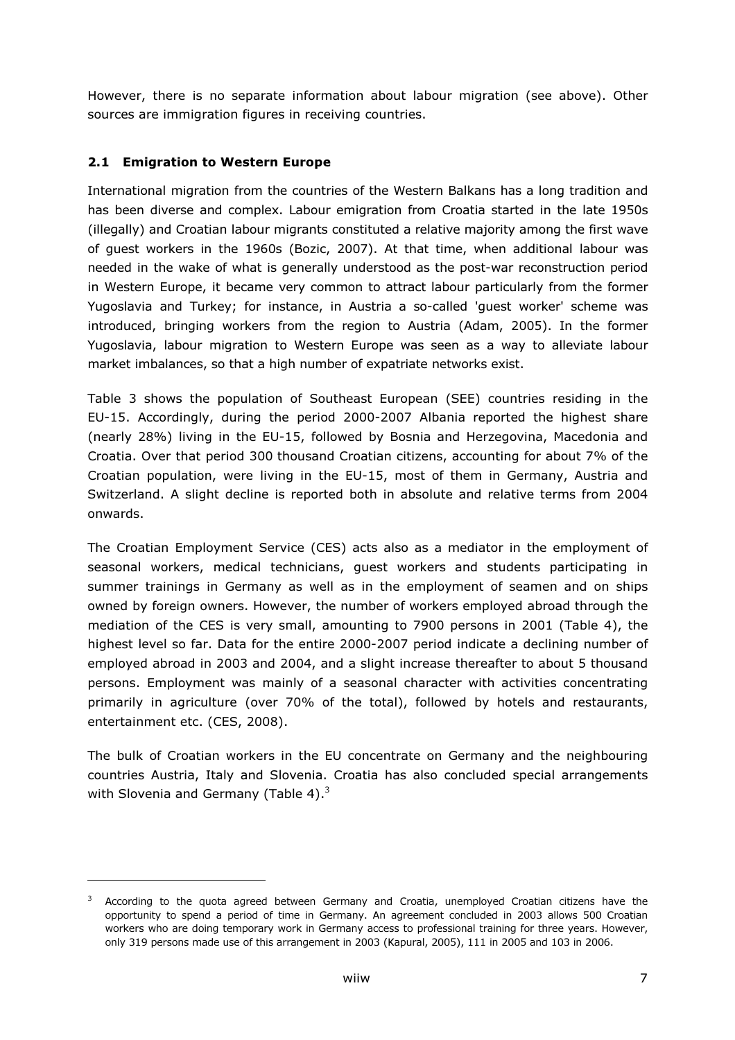However, there is no separate information about labour migration (see above). Other sources are immigration figures in receiving countries.

### 2.1 Emigration to Western Europe

International migration from the countries of the Western Balkans has a long tradition and has been diverse and complex. Labour emigration from Croatia started in the late 1950s (illegally) and Croatian labour migrants constituted a relative majority among the first wave of guest workers in the 1960s (Bozic, 2007). At that time, when additional labour was needed in the wake of what is generally understood as the post-war reconstruction period in Western Europe, it became very common to attract labour particularly from the former Yugoslavia and Turkey; for instance, in Austria a so-called 'guest worker' scheme was introduced, bringing workers from the region to Austria (Adam, 2005). In the former Yugoslavia, labour migration to Western Europe was seen as a way to alleviate labour market imbalances, so that a high number of expatriate networks exist.

Table 3 shows the population of Southeast European (SEE) countries residing in the EU-15. Accordingly, during the period 2000-2007 Albania reported the highest share (nearly 28%) living in the EU-15, followed by Bosnia and Herzegovina, Macedonia and Croatia. Over that period 300 thousand Croatian citizens, accounting for about 7% of the Croatian population, were living in the EU-15, most of them in Germany, Austria and Switzerland. A slight decline is reported both in absolute and relative terms from 2004 onwards.

The Croatian Employment Service (CES) acts also as a mediator in the employment of seasonal workers, medical technicians, guest workers and students participating in summer trainings in Germany as well as in the employment of seamen and on ships owned by foreign owners. However, the number of workers employed abroad through the mediation of the CES is very small, amounting to 7900 persons in 2001 (Table 4), the highest level so far. Data for the entire 2000-2007 period indicate a declining number of employed abroad in 2003 and 2004, and a slight increase thereafter to about 5 thousand persons. Employment was mainly of a seasonal character with activities concentrating primarily in agriculture (over 70% of the total), followed by hotels and restaurants, entertainment etc. (CES, 2008).

The bulk of Croatian workers in the EU concentrate on Germany and the neighbouring countries Austria, Italy and Slovenia. Croatia has also concluded special arrangements with Slovenia and Germany (Table 4).[3]

---

[3] According to the quota agreed between Germany and Croatia, unemployed Croatian citizens have the opportunity to spend a period of time in Germany. An agreement concluded in 2003 allows 500 Croatian workers who are doing temporary work in Germany access to professional training for three years. However, only 319 persons made use of this arrangement in 2003 (Kapural, 2005), 111 in 2005 and 103 in 2006.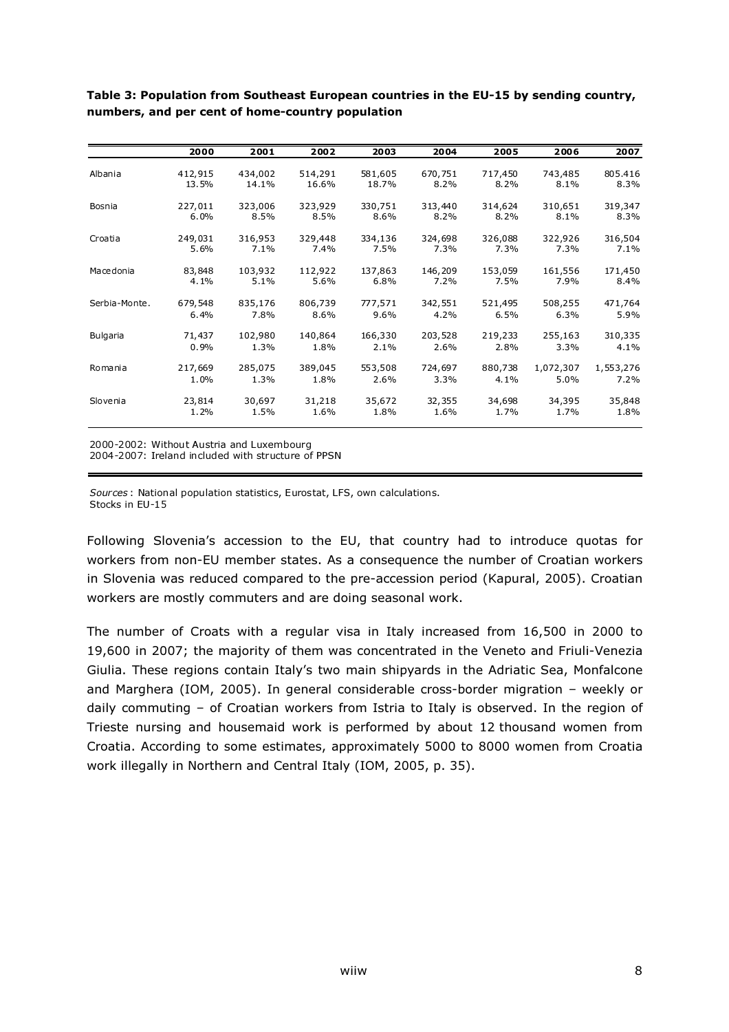**Table 3: Population from Southeast European countries in the EU-15 by sending country, numbers, and per cent of home-country population**

| | 2000 | 2001 | 2002 | 2003 | 2004 | 2005 | 2006 | 2007 |
|---|---|---|---|---|---|---|---|---|
| Albania | 412,915 | 434,002 | 514,291 | 581,605 | 670,751 | 717,450 | 743,485 | 805.416 |
| | 13.5% | 14.1% | 16.6% | 18.7% | 8.2% | 8.2% | 8.1% | 8.3% |
| Bosnia | 227,011 | 323,006 | 323,929 | 330,751 | 313,440 | 314,624 | 310,651 | 319,347 |
| | 6.0% | 8.5% | 8.5% | 8.6% | 8.2% | 8.2% | 8.1% | 8.3% |
| Croatia | 249,031 | 316,953 | 329,448 | 334,136 | 324,698 | 326,088 | 322,926 | 316,504 |
| | 5.6% | 7.1% | 7.4% | 7.5% | 7.3% | 7.3% | 7.3% | 7.1% |
| Macedonia | 83,848 | 103,932 | 112,922 | 137,863 | 146,209 | 153,059 | 161,556 | 171,450 |
| | 4.1% | 5.1% | 5.6% | 6.8% | 7.2% | 7.5% | 7.9% | 8.4% |
| Serbia-Monte. | 679,548 | 835,176 | 806,739 | 777,571 | 342,551 | 521,495 | 508,255 | 471,764 |
| | 6.4% | 7.8% | 8.6% | 9.6% | 4.2% | 6.5% | 6.3% | 5.9% |
| Bulgaria | 71,437 | 102,980 | 140,864 | 166,330 | 203,528 | 219,233 | 255,163 | 310,335 |
| | 0.9% | 1.3% | 1.8% | 2.1% | 2.6% | 2.8% | 3.3% | 4.1% |
| Romania | 217,669 | 285,075 | 389,045 | 553,508 | 724,697 | 880,738 | 1,072,307 | 1,553,276 |
| | 1.0% | 1.3% | 1.8% | 2.6% | 3.3% | 4.1% | 5.0% | 7.2% |
| Slovenia | 23,814 | 30,697 | 31,218 | 35,672 | 32,355 | 34,698 | 34,395 | 35,848 |
| | 1.2% | 1.5% | 1.6% | 1.8% | 1.6% | 1.7% | 1.7% | 1.8% |

2000-2002: Without Austria and Luxembourg
2004-2007: Ireland included with structure of PPSN

*Sources*: National population statistics, Eurostat, LFS, own calculations.
Stocks in EU-15

Following Slovenia's accession to the EU, that country had to introduce quotas for workers from non-EU member states. As a consequence the number of Croatian workers in Slovenia was reduced compared to the pre-accession period (Kapural, 2005). Croatian workers are mostly commuters and are doing seasonal work.

The number of Croats with a regular visa in Italy increased from 16,500 in 2000 to 19,600 in 2007; the majority of them was concentrated in the Veneto and Friuli-Venezia Giulia. These regions contain Italy's two main shipyards in the Adriatic Sea, Monfalcone and Marghera (IOM, 2005). In general considerable cross-border migration – weekly or daily commuting – of Croatian workers from Istria to Italy is observed. In the region of Trieste nursing and housemaid work is performed by about 12 thousand women from Croatia. According to some estimates, approximately 5000 to 8000 women from Croatia work illegally in Northern and Central Italy (IOM, 2005, p. 35).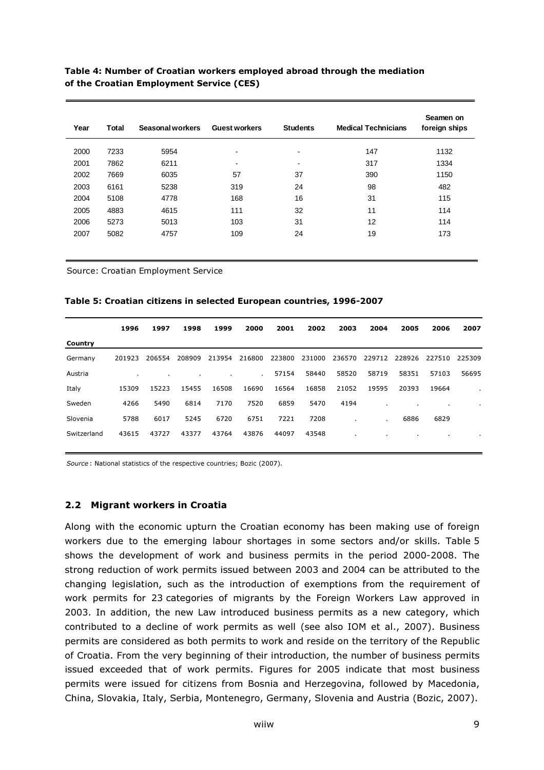**Table 4: Number of Croatian workers employed abroad through the mediation of the Croatian Employment Service (CES)**

| Year | Total | Seasonal workers | Guest workers | Students | Medical Technicians | Seamen on foreign ships |
|---|---|---|---|---|---|---|
| 2000 | 7233 | 5954 | - | - | 147 | 1132 |
| 2001 | 7862 | 6211 | - | - | 317 | 1334 |
| 2002 | 7669 | 6035 | 57 | 37 | 390 | 1150 |
| 2003 | 6161 | 5238 | 319 | 24 | 98 | 482 |
| 2004 | 5108 | 4778 | 168 | 16 | 31 | 115 |
| 2005 | 4883 | 4615 | 111 | 32 | 11 | 114 |
| 2006 | 5273 | 5013 | 103 | 31 | 12 | 114 |
| 2007 | 5082 | 4757 | 109 | 24 | 19 | 173 |

Source: Croatian Employment Service

**Table 5: Croatian citizens in selected European countries, 1996-2007**

| Country | 1996 | 1997 | 1998 | 1999 | 2000 | 2001 | 2002 | 2003 | 2004 | 2005 | 2006 | 2007 |
|---|---|---|---|---|---|---|---|---|---|---|---|---|
| Germany | 201923 | 206554 | 208909 | 213954 | 216800 | 223800 | 231000 | 236570 | 229712 | 228926 | 227510 | 225309 |
| Austria | . | . | . | . | . | 57154 | 58440 | 58520 | 58719 | 58351 | 57103 | 56695 |
| Italy | 15309 | 15223 | 15455 | 16508 | 16690 | 16564 | 16858 | 21052 | 19595 | 20393 | 19664 | . |
| Sweden | 4266 | 5490 | 6814 | 7170 | 7520 | 6859 | 5470 | 4194 | . | . | . | . |
| Slovenia | 5788 | 6017 | 5245 | 6720 | 6751 | 7221 | 7208 | . | . | 6886 | 6829 | |
| Switzerland | 43615 | 43727 | 43377 | 43764 | 43876 | 44097 | 43548 | . | . | . | . | . |

*Source*: National statistics of the respective countries; Bozic (2007).

## 2.2 Migrant workers in Croatia

Along with the economic upturn the Croatian economy has been making use of foreign workers due to the emerging labour shortages in some sectors and/or skills. Table 5 shows the development of work and business permits in the period 2000-2008. The strong reduction of work permits issued between 2003 and 2004 can be attributed to the changing legislation, such as the introduction of exemptions from the requirement of work permits for 23 categories of migrants by the Foreign Workers Law approved in 2003. In addition, the new Law introduced business permits as a new category, which contributed to a decline of work permits as well (see also IOM et al., 2007). Business permits are considered as both permits to work and reside on the territory of the Republic of Croatia. From the very beginning of their introduction, the number of business permits issued exceeded that of work permits. Figures for 2005 indicate that most business permits were issued for citizens from Bosnia and Herzegovina, followed by Macedonia, China, Slovakia, Italy, Serbia, Montenegro, Germany, Slovenia and Austria (Bozic, 2007).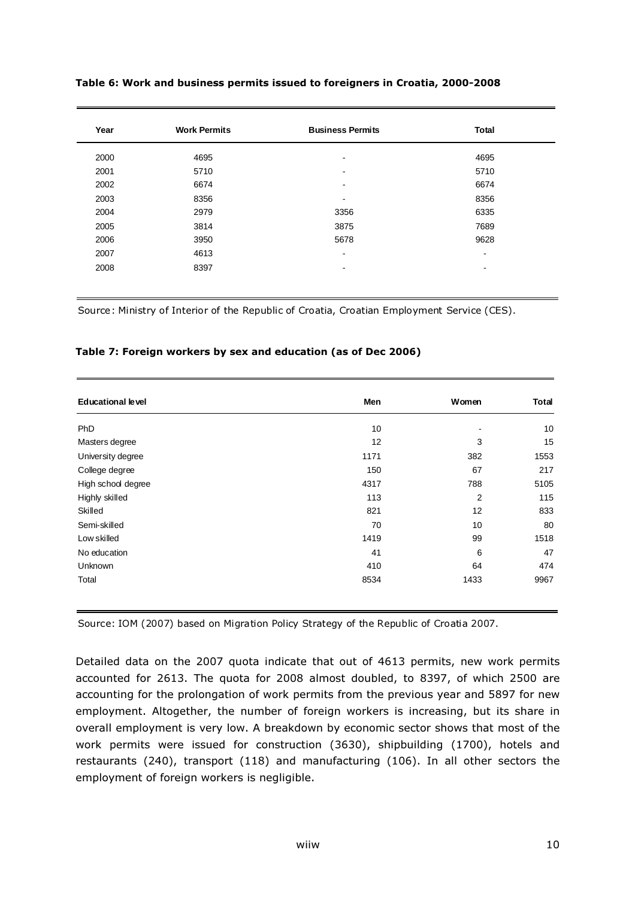**Table 6: Work and business permits issued to foreigners in Croatia, 2000-2008**

| Year | Work Permits | Business Permits | Total |
|---|---|---|---|
| 2000 | 4695 | - | 4695 |
| 2001 | 5710 | - | 5710 |
| 2002 | 6674 | - | 6674 |
| 2003 | 8356 | - | 8356 |
| 2004 | 2979 | 3356 | 6335 |
| 2005 | 3814 | 3875 | 7689 |
| 2006 | 3950 | 5678 | 9628 |
| 2007 | 4613 | - | - |
| 2008 | 8397 | - | - |

Source: Ministry of Interior of the Republic of Croatia, Croatian Employment Service (CES).

**Table 7: Foreign workers by sex and education (as of Dec 2006)**

| Educational level | Men | Women | Total |
|---|---|---|---|
| PhD | 10 | - | 10 |
| Masters degree | 12 | 3 | 15 |
| University degree | 1171 | 382 | 1553 |
| College degree | 150 | 67 | 217 |
| High school degree | 4317 | 788 | 5105 |
| Highly skilled | 113 | 2 | 115 |
| Skilled | 821 | 12 | 833 |
| Semi-skilled | 70 | 10 | 80 |
| Low skilled | 1419 | 99 | 1518 |
| No education | 41 | 6 | 47 |
| Unknown | 410 | 64 | 474 |
| Total | 8534 | 1433 | 9967 |

Source: IOM (2007) based on Migration Policy Strategy of the Republic of Croatia 2007.

Detailed data on the 2007 quota indicate that out of 4613 permits, new work permits accounted for 2613. The quota for 2008 almost doubled, to 8397, of which 2500 are accounting for the prolongation of work permits from the previous year and 5897 for new employment. Altogether, the number of foreign workers is increasing, but its share in overall employment is very low. A breakdown by economic sector shows that most of the work permits were issued for construction (3630), shipbuilding (1700), hotels and restaurants (240), transport (118) and manufacturing (106). In all other sectors the employment of foreign workers is negligible.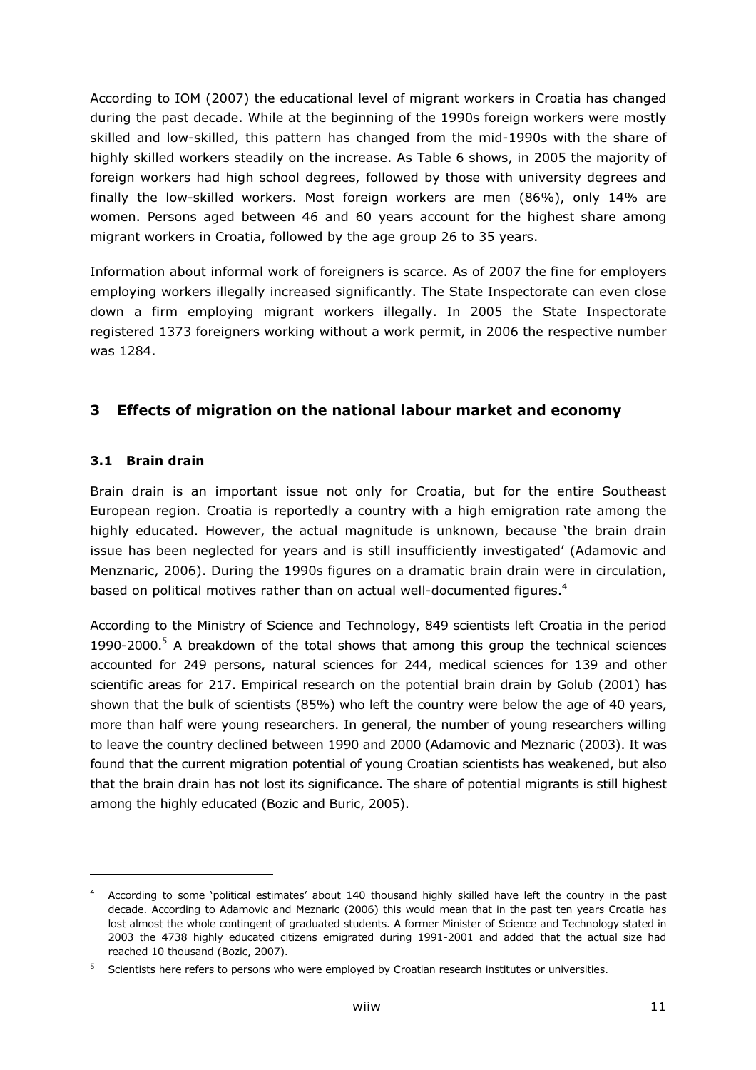According to IOM (2007) the educational level of migrant workers in Croatia has changed during the past decade. While at the beginning of the 1990s foreign workers were mostly skilled and low-skilled, this pattern has changed from the mid-1990s with the share of highly skilled workers steadily on the increase. As Table 6 shows, in 2005 the majority of foreign workers had high school degrees, followed by those with university degrees and finally the low-skilled workers. Most foreign workers are men (86%), only 14% are women. Persons aged between 46 and 60 years account for the highest share among migrant workers in Croatia, followed by the age group 26 to 35 years.

Information about informal work of foreigners is scarce. As of 2007 the fine for employers employing workers illegally increased significantly. The State Inspectorate can even close down a firm employing migrant workers illegally. In 2005 the State Inspectorate registered 1373 foreigners working without a work permit, in 2006 the respective number was 1284.

## 3 Effects of migration on the national labour market and economy

### 3.1 Brain drain

Brain drain is an important issue not only for Croatia, but for the entire Southeast European region. Croatia is reportedly a country with a high emigration rate among the highly educated. However, the actual magnitude is unknown, because 'the brain drain issue has been neglected for years and is still insufficiently investigated' (Adamovic and Menznaric, 2006). During the 1990s figures on a dramatic brain drain were in circulation, based on political motives rather than on actual well-documented figures.[4]

According to the Ministry of Science and Technology, 849 scientists left Croatia in the period 1990-2000.[5] A breakdown of the total shows that among this group the technical sciences accounted for 249 persons, natural sciences for 244, medical sciences for 139 and other scientific areas for 217. Empirical research on the potential brain drain by Golub (2001) has shown that the bulk of scientists (85%) who left the country were below the age of 40 years, more than half were young researchers. In general, the number of young researchers willing to leave the country declined between 1990 and 2000 (Adamovic and Meznaric (2003). It was found that the current migration potential of young Croatian scientists has weakened, but also that the brain drain has not lost its significance. The share of potential migrants is still highest among the highly educated (Bozic and Buric, 2005).

---

[4] According to some 'political estimates' about 140 thousand highly skilled have left the country in the past decade. According to Adamovic and Meznaric (2006) this would mean that in the past ten years Croatia has lost almost the whole contingent of graduated students. A former Minister of Science and Technology stated in 2003 the 4738 highly educated citizens emigrated during 1991-2001 and added that the actual size had reached 10 thousand (Bozic, 2007).

[5] Scientists here refers to persons who were employed by Croatian research institutes or universities.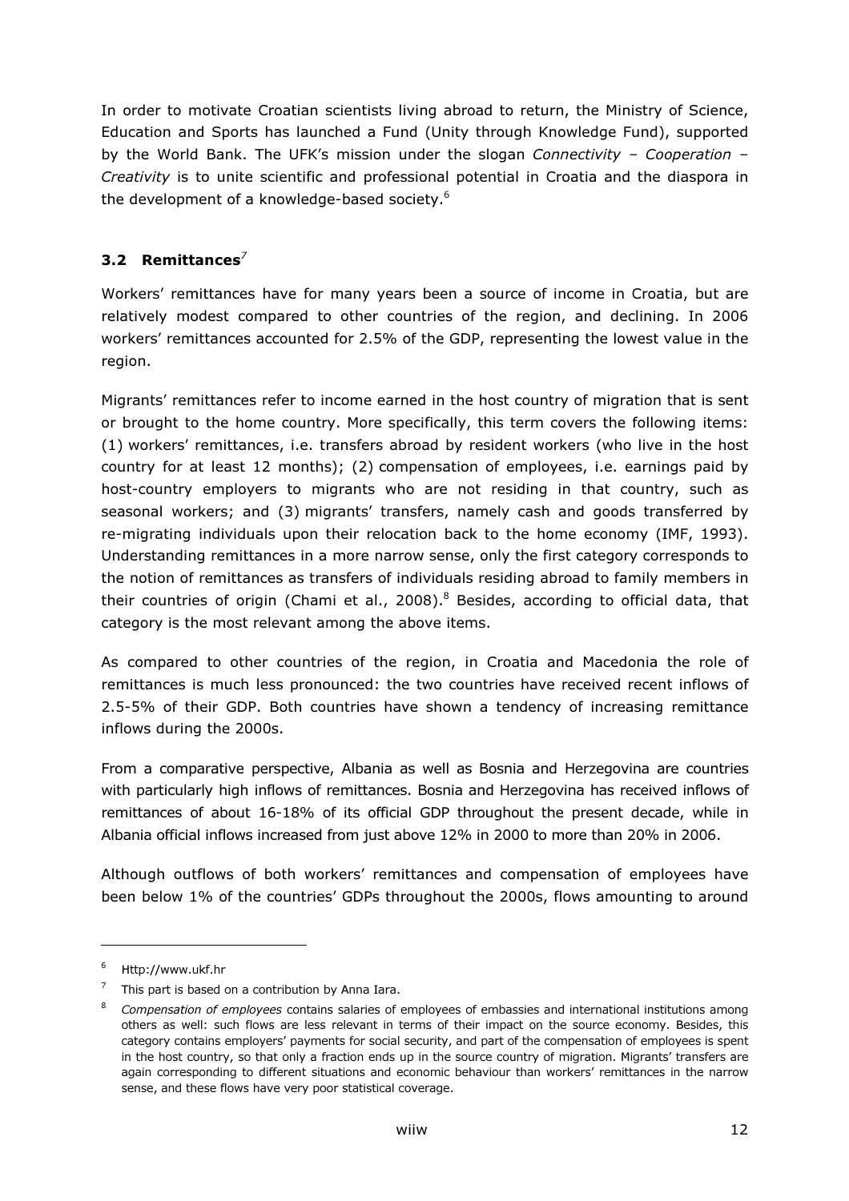In order to motivate Croatian scientists living abroad to return, the Ministry of Science, Education and Sports has launched a Fund (Unity through Knowledge Fund), supported by the World Bank. The UFK's mission under the slogan *Connectivity – Cooperation – Creativity* is to unite scientific and professional potential in Croatia and the diaspora in the development of a knowledge-based society.[6]

### 3.2 Remittances[7]

Workers' remittances have for many years been a source of income in Croatia, but are relatively modest compared to other countries of the region, and declining. In 2006 workers' remittances accounted for 2.5% of the GDP, representing the lowest value in the region.

Migrants' remittances refer to income earned in the host country of migration that is sent or brought to the home country. More specifically, this term covers the following items: (1) workers' remittances, i.e. transfers abroad by resident workers (who live in the host country for at least 12 months); (2) compensation of employees, i.e. earnings paid by host-country employers to migrants who are not residing in that country, such as seasonal workers; and (3) migrants' transfers, namely cash and goods transferred by re-migrating individuals upon their relocation back to the home economy (IMF, 1993). Understanding remittances in a more narrow sense, only the first category corresponds to the notion of remittances as transfers of individuals residing abroad to family members in their countries of origin (Chami et al., 2008).[8] Besides, according to official data, that category is the most relevant among the above items.

As compared to other countries of the region, in Croatia and Macedonia the role of remittances is much less pronounced: the two countries have received recent inflows of 2.5-5% of their GDP. Both countries have shown a tendency of increasing remittance inflows during the 2000s.

From a comparative perspective, Albania as well as Bosnia and Herzegovina are countries with particularly high inflows of remittances. Bosnia and Herzegovina has received inflows of remittances of about 16-18% of its official GDP throughout the present decade, while in Albania official inflows increased from just above 12% in 2000 to more than 20% in 2006.

Although outflows of both workers' remittances and compensation of employees have been below 1% of the countries' GDPs throughout the 2000s, flows amounting to around

---

[6] Http://www.ukf.hr

[7] This part is based on a contribution by Anna Iara.

[8] *Compensation of employees* contains salaries of employees of embassies and international institutions among others as well: such flows are less relevant in terms of their impact on the source economy. Besides, this category contains employers' payments for social security, and part of the compensation of employees is spent in the host country, so that only a fraction ends up in the source country of migration. Migrants' transfers are again corresponding to different situations and economic behaviour than workers' remittances in the narrow sense, and these flows have very poor statistical coverage.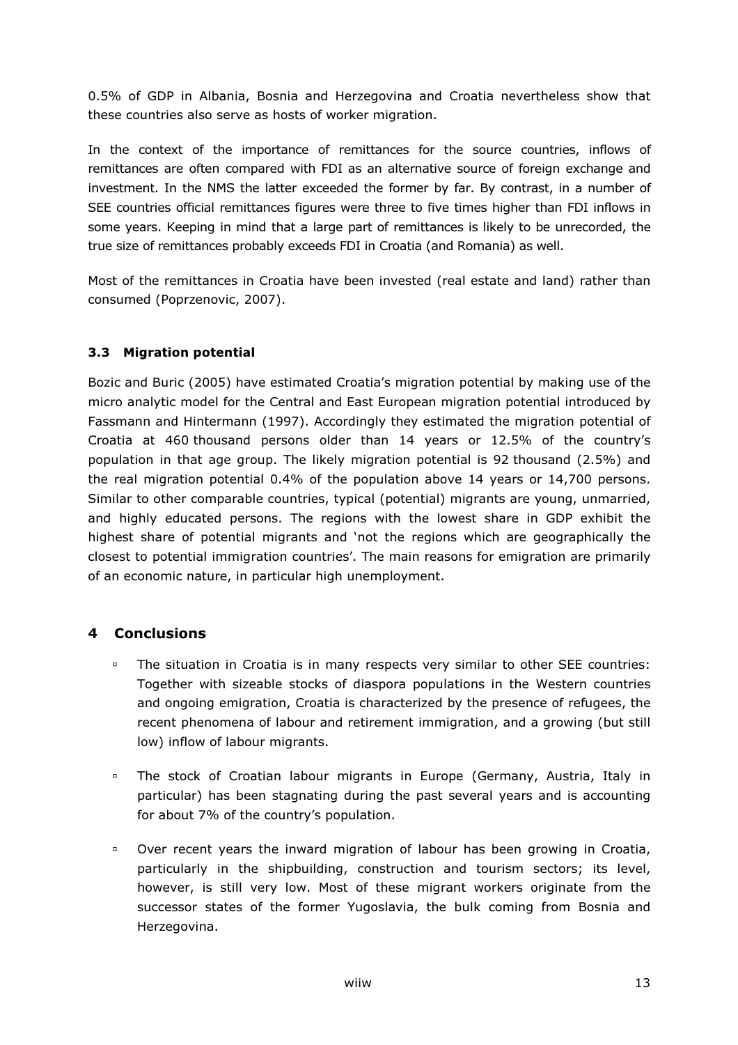0.5% of GDP in Albania, Bosnia and Herzegovina and Croatia nevertheless show that these countries also serve as hosts of worker migration.

In the context of the importance of remittances for the source countries, inflows of remittances are often compared with FDI as an alternative source of foreign exchange and investment. In the NMS the latter exceeded the former by far. By contrast, in a number of SEE countries official remittances figures were three to five times higher than FDI inflows in some years. Keeping in mind that a large part of remittances is likely to be unrecorded, the true size of remittances probably exceeds FDI in Croatia (and Romania) as well.

Most of the remittances in Croatia have been invested (real estate and land) rather than consumed (Poprzenovic, 2007).

### 3.3 Migration potential

Bozic and Buric (2005) have estimated Croatia's migration potential by making use of the micro analytic model for the Central and East European migration potential introduced by Fassmann and Hintermann (1997). Accordingly they estimated the migration potential of Croatia at 460 thousand persons older than 14 years or 12.5% of the country's population in that age group. The likely migration potential is 92 thousand (2.5%) and the real migration potential 0.4% of the population above 14 years or 14,700 persons. Similar to other comparable countries, typical (potential) migrants are young, unmarried, and highly educated persons. The regions with the lowest share in GDP exhibit the highest share of potential migrants and 'not the regions which are geographically the closest to potential immigration countries'. The main reasons for emigration are primarily of an economic nature, in particular high unemployment.

## 4 Conclusions

- The situation in Croatia is in many respects very similar to other SEE countries: Together with sizeable stocks of diaspora populations in the Western countries and ongoing emigration, Croatia is characterized by the presence of refugees, the recent phenomena of labour and retirement immigration, and a growing (but still low) inflow of labour migrants.

- The stock of Croatian labour migrants in Europe (Germany, Austria, Italy in particular) has been stagnating during the past several years and is accounting for about 7% of the country's population.

- Over recent years the inward migration of labour has been growing in Croatia, particularly in the shipbuilding, construction and tourism sectors; its level, however, is still very low. Most of these migrant workers originate from the successor states of the former Yugoslavia, the bulk coming from Bosnia and Herzegovina.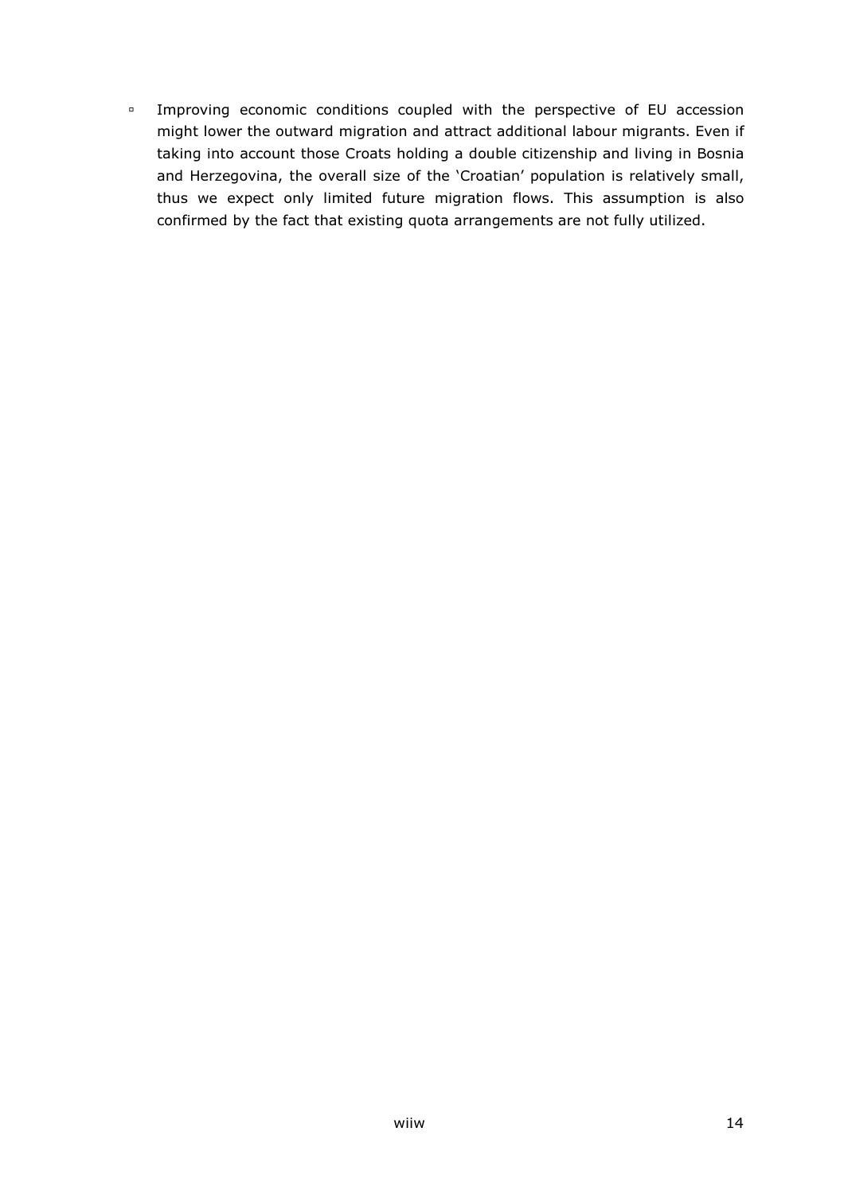- Improving economic conditions coupled with the perspective of EU accession might lower the outward migration and attract additional labour migrants. Even if taking into account those Croats holding a double citizenship and living in Bosnia and Herzegovina, the overall size of the 'Croatian' population is relatively small, thus we expect only limited future migration flows. This assumption is also confirmed by the fact that existing quota arrangements are not fully utilized.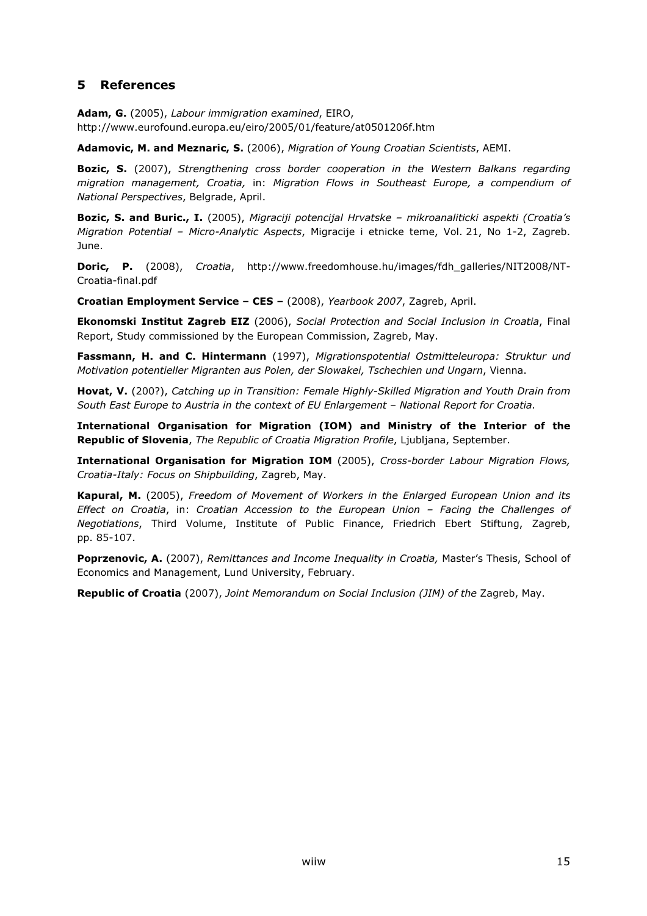## 5 References

**Adam, G.** (2005), *Labour immigration examined*, EIRO, http://www.eurofound.europa.eu/eiro/2005/01/feature/at0501206f.htm

**Adamovic, M. and Meznaric, S.** (2006), *Migration of Young Croatian Scientists*, AEMI.

**Bozic, S.** (2007), *Strengthening cross border cooperation in the Western Balkans regarding migration management, Croatia,* in: *Migration Flows in Southeast Europe, a compendium of National Perspectives*, Belgrade, April.

**Bozic, S. and Buric., I.** (2005), *Migraciji potencijal Hrvatske – mikroanaliticki aspekti (Croatia's Migration Potential – Micro-Analytic Aspects*, Migracije i etnicke teme, Vol. 21, No 1-2, Zagreb. June.

**Doric, P.** (2008), *Croatia*, http://www.freedomhouse.hu/images/fdh_galleries/NIT2008/NT-Croatia-final.pdf

**Croatian Employment Service – CES –** (2008), *Yearbook 2007*, Zagreb, April.

**Ekonomski Institut Zagreb EIZ** (2006), *Social Protection and Social Inclusion in Croatia*, Final Report, Study commissioned by the European Commission, Zagreb, May.

**Fassmann, H. and C. Hintermann** (1997), *Migrationspotential Ostmitteleuropa: Struktur und Motivation potentieller Migranten aus Polen, der Slowakei, Tschechien und Ungarn*, Vienna.

**Hovat, V.** (200?), *Catching up in Transition: Female Highly-Skilled Migration and Youth Drain from South East Europe to Austria in the context of EU Enlargement – National Report for Croatia.*

**International Organisation for Migration (IOM) and Ministry of the Interior of the Republic of Slovenia**, *The Republic of Croatia Migration Profile*, Ljubljana, September.

**International Organisation for Migration IOM** (2005), *Cross-border Labour Migration Flows, Croatia-Italy: Focus on Shipbuilding*, Zagreb, May.

**Kapural, M.** (2005), *Freedom of Movement of Workers in the Enlarged European Union and its Effect on Croatia*, in: *Croatian Accession to the European Union – Facing the Challenges of Negotiations*, Third Volume, Institute of Public Finance, Friedrich Ebert Stiftung, Zagreb, pp. 85-107.

**Poprzenovic, A.** (2007), *Remittances and Income Inequality in Croatia,* Master's Thesis, School of Economics and Management, Lund University, February.

**Republic of Croatia** (2007), *Joint Memorandum on Social Inclusion (JIM) of the* Zagreb, May.